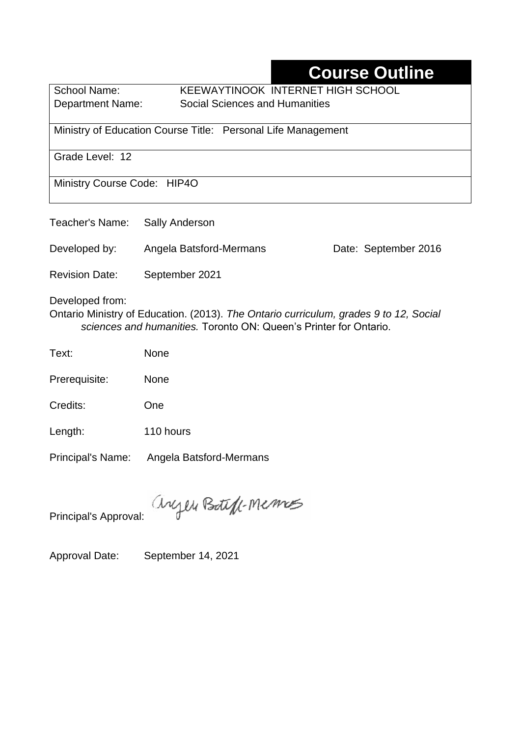# Course Outline

School Name: KEEWAYTINOOK INTERNET HIGH SCHOOL
Department Name: Social Sciences and Humanities

Ministry of Education Course Title: Personal Life Management

Grade Level: 12

Ministry Course Code: HIP4O

Teacher's Name: Sally Anderson

Developed by: Angela Batsford-Mermans Date: September 2016

Revision Date: September 2021

Developed from:
Ontario Ministry of Education. (2013). *The Ontario curriculum, grades 9 to 12, Social sciences and humanities.* Toronto ON: Queen's Printer for Ontario.

Text: None

Prerequisite: None

Credits: One

Length: 110 hours

Principal's Name: Angela Batsford-Mermans

Principal's Approval: Angela Batsford-Mermans

Approval Date: September 14, 2021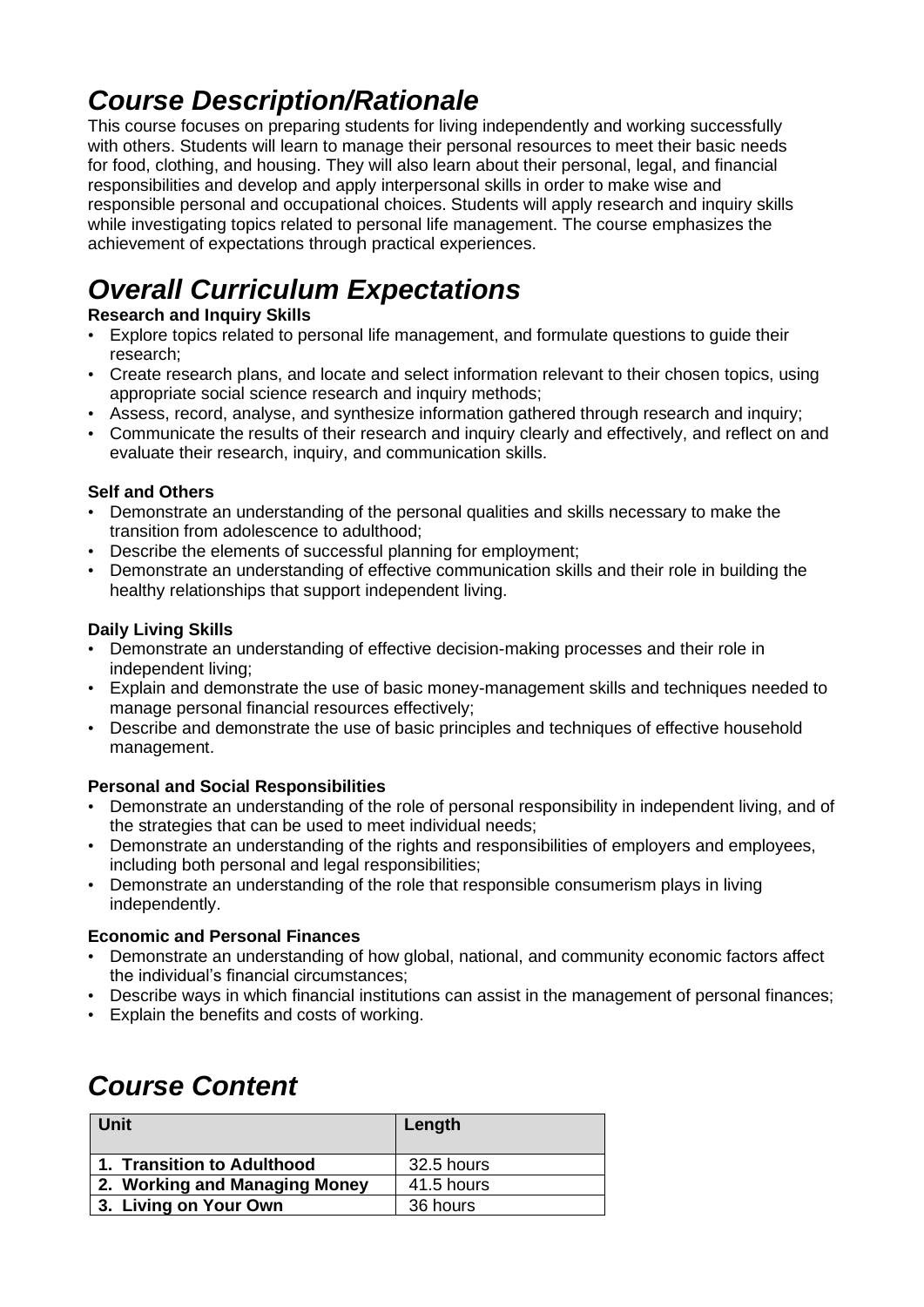# *Course Description/Rationale*

This course focuses on preparing students for living independently and working successfully with others. Students will learn to manage their personal resources to meet their basic needs for food, clothing, and housing. They will also learn about their personal, legal, and financial responsibilities and develop and apply interpersonal skills in order to make wise and responsible personal and occupational choices. Students will apply research and inquiry skills while investigating topics related to personal life management. The course emphasizes the achievement of expectations through practical experiences.

# *Overall Curriculum Expectations*

**Research and Inquiry Skills**

- Explore topics related to personal life management, and formulate questions to guide their research;
- Create research plans, and locate and select information relevant to their chosen topics, using appropriate social science research and inquiry methods;
- Assess, record, analyse, and synthesize information gathered through research and inquiry;
- Communicate the results of their research and inquiry clearly and effectively, and reflect on and evaluate their research, inquiry, and communication skills.

**Self and Others**

- Demonstrate an understanding of the personal qualities and skills necessary to make the transition from adolescence to adulthood;
- Describe the elements of successful planning for employment;
- Demonstrate an understanding of effective communication skills and their role in building the healthy relationships that support independent living.

**Daily Living Skills**

- Demonstrate an understanding of effective decision-making processes and their role in independent living;
- Explain and demonstrate the use of basic money-management skills and techniques needed to manage personal financial resources effectively;
- Describe and demonstrate the use of basic principles and techniques of effective household management.

**Personal and Social Responsibilities**

- Demonstrate an understanding of the role of personal responsibility in independent living, and of the strategies that can be used to meet individual needs;
- Demonstrate an understanding of the rights and responsibilities of employers and employees, including both personal and legal responsibilities;
- Demonstrate an understanding of the role that responsible consumerism plays in living independently.

**Economic and Personal Finances**

- Demonstrate an understanding of how global, national, and community economic factors affect the individual's financial circumstances;
- Describe ways in which financial institutions can assist in the management of personal finances;
- Explain the benefits and costs of working.

# *Course Content*

| Unit | Length |
| --- | --- |
| **1. Transition to Adulthood** | 32.5 hours |
| **2. Working and Managing Money** | 41.5 hours |
| **3. Living on Your Own** | 36 hours |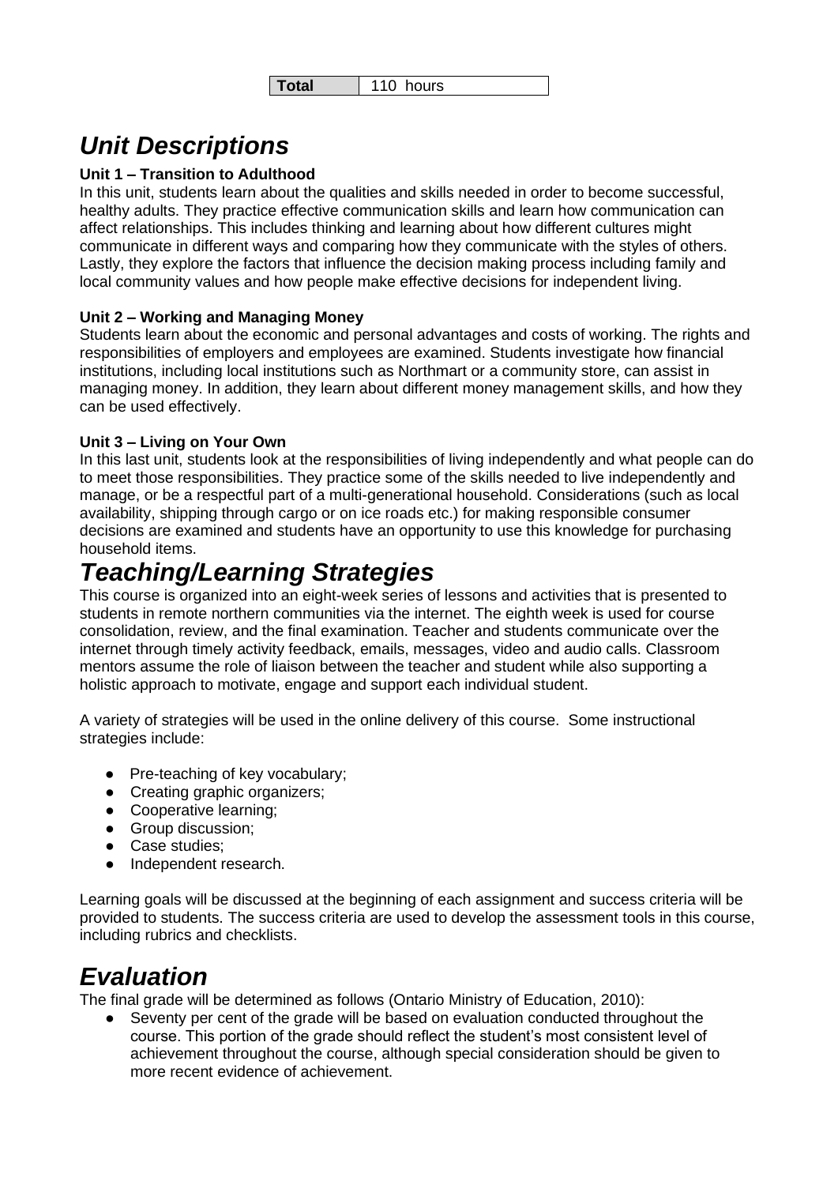| Total | 110 hours |
| --- | --- |

# *Unit Descriptions*

**Unit 1 – Transition to Adulthood**

In this unit, students learn about the qualities and skills needed in order to become successful, healthy adults. They practice effective communication skills and learn how communication can affect relationships. This includes thinking and learning about how different cultures might communicate in different ways and comparing how they communicate with the styles of others. Lastly, they explore the factors that influence the decision making process including family and local community values and how people make effective decisions for independent living.

**Unit 2 – Working and Managing Money**

Students learn about the economic and personal advantages and costs of working. The rights and responsibilities of employers and employees are examined. Students investigate how financial institutions, including local institutions such as Northmart or a community store, can assist in managing money. In addition, they learn about different money management skills, and how they can be used effectively.

**Unit 3 – Living on Your Own**

In this last unit, students look at the responsibilities of living independently and what people can do to meet those responsibilities. They practice some of the skills needed to live independently and manage, or be a respectful part of a multi-generational household. Considerations (such as local availability, shipping through cargo or on ice roads etc.) for making responsible consumer decisions are examined and students have an opportunity to use this knowledge for purchasing household items.

# *Teaching/Learning Strategies*

This course is organized into an eight-week series of lessons and activities that is presented to students in remote northern communities via the internet. The eighth week is used for course consolidation, review, and the final examination. Teacher and students communicate over the internet through timely activity feedback, emails, messages, video and audio calls. Classroom mentors assume the role of liaison between the teacher and student while also supporting a holistic approach to motivate, engage and support each individual student.

A variety of strategies will be used in the online delivery of this course. Some instructional strategies include:

- Pre-teaching of key vocabulary;
- Creating graphic organizers;
- Cooperative learning;
- Group discussion;
- Case studies;
- Independent research.

Learning goals will be discussed at the beginning of each assignment and success criteria will be provided to students. The success criteria are used to develop the assessment tools in this course, including rubrics and checklists.

# *Evaluation*

The final grade will be determined as follows (Ontario Ministry of Education, 2010):

- Seventy per cent of the grade will be based on evaluation conducted throughout the course. This portion of the grade should reflect the student's most consistent level of achievement throughout the course, although special consideration should be given to more recent evidence of achievement.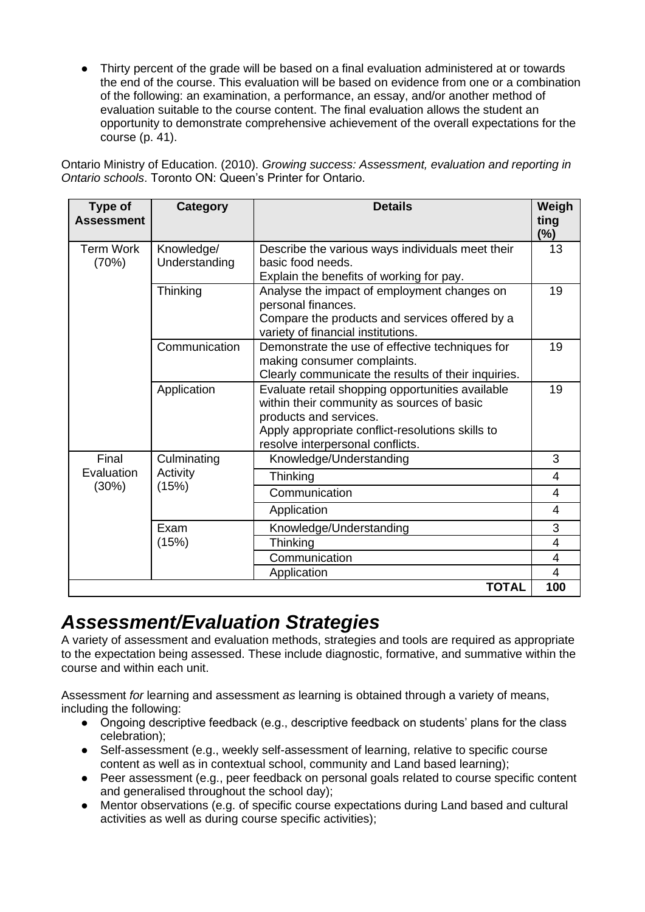- Thirty percent of the grade will be based on a final evaluation administered at or towards the end of the course. This evaluation will be based on evidence from one or a combination of the following: an examination, a performance, an essay, and/or another method of evaluation suitable to the course content. The final evaluation allows the student an opportunity to demonstrate comprehensive achievement of the overall expectations for the course (p. 41).

Ontario Ministry of Education. (2010). *Growing success: Assessment, evaluation and reporting in Ontario schools*. Toronto ON: Queen's Printer for Ontario.

| Type of Assessment | Category | Details | Weighting (%) |
|---|---|---|---|
| Term Work (70%) | Knowledge/ Understanding | Describe the various ways individuals meet their basic food needs. Explain the benefits of working for pay. | 13 |
| | Thinking | Analyse the impact of employment changes on personal finances. Compare the products and services offered by a variety of financial institutions. | 19 |
| | Communication | Demonstrate the use of effective techniques for making consumer complaints. Clearly communicate the results of their inquiries. | 19 |
| | Application | Evaluate retail shopping opportunities available within their community as sources of basic products and services. Apply appropriate conflict-resolutions skills to resolve interpersonal conflicts. | 19 |
| Final Evaluation (30%) | Culminating Activity (15%) | Knowledge/Understanding | 3 |
| | | Thinking | 4 |
| | | Communication | 4 |
| | | Application | 4 |
| | Exam (15%) | Knowledge/Understanding | 3 |
| | | Thinking | 4 |
| | | Communication | 4 |
| | | Application | 4 |
| | | **TOTAL** | **100** |

# *Assessment/Evaluation Strategies*

A variety of assessment and evaluation methods, strategies and tools are required as appropriate to the expectation being assessed. These include diagnostic, formative, and summative within the course and within each unit.

Assessment *for* learning and assessment *as* learning is obtained through a variety of means, including the following:

- Ongoing descriptive feedback (e.g., descriptive feedback on students' plans for the class celebration);
- Self-assessment (e.g., weekly self-assessment of learning, relative to specific course content as well as in contextual school, community and Land based learning);
- Peer assessment (e.g., peer feedback on personal goals related to course specific content and generalised throughout the school day);
- Mentor observations (e.g. of specific course expectations during Land based and cultural activities as well as during course specific activities);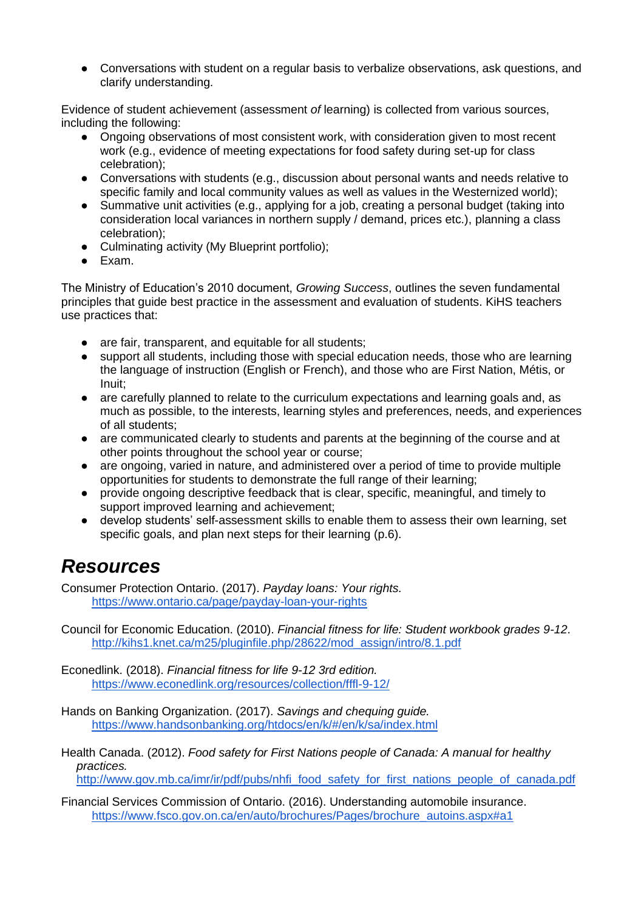- Conversations with student on a regular basis to verbalize observations, ask questions, and clarify understanding.

Evidence of student achievement (assessment *of* learning) is collected from various sources, including the following:

- Ongoing observations of most consistent work, with consideration given to most recent work (e.g., evidence of meeting expectations for food safety during set-up for class celebration);
- Conversations with students (e.g., discussion about personal wants and needs relative to specific family and local community values as well as values in the Westernized world);
- Summative unit activities (e.g., applying for a job, creating a personal budget (taking into consideration local variances in northern supply / demand, prices etc.), planning a class celebration);
- Culminating activity (My Blueprint portfolio);
- Exam.

The Ministry of Education's 2010 document, *Growing Success*, outlines the seven fundamental principles that guide best practice in the assessment and evaluation of students. KiHS teachers use practices that:

- are fair, transparent, and equitable for all students;
- support all students, including those with special education needs, those who are learning the language of instruction (English or French), and those who are First Nation, Métis, or Inuit;
- are carefully planned to relate to the curriculum expectations and learning goals and, as much as possible, to the interests, learning styles and preferences, needs, and experiences of all students;
- are communicated clearly to students and parents at the beginning of the course and at other points throughout the school year or course;
- are ongoing, varied in nature, and administered over a period of time to provide multiple opportunities for students to demonstrate the full range of their learning;
- provide ongoing descriptive feedback that is clear, specific, meaningful, and timely to support improved learning and achievement;
- develop students' self-assessment skills to enable them to assess their own learning, set specific goals, and plan next steps for their learning (p.6).

# ***Resources***

Consumer Protection Ontario. (2017). *Payday loans: Your rights.*
https://www.ontario.ca/page/payday-loan-your-rights

Council for Economic Education. (2010). *Financial fitness for life: Student workbook grades 9-12*.
http://kihs1.knet.ca/m25/pluginfile.php/28622/mod_assign/intro/8.1.pdf

Econedlink. (2018). *Financial fitness for life 9-12 3rd edition.*
https://www.econedlink.org/resources/collection/fffl-9-12/

Hands on Banking Organization. (2017). *Savings and chequing guide.*
https://www.handsonbanking.org/htdocs/en/k/#/en/k/sa/index.html

Health Canada. (2012). *Food safety for First Nations people of Canada: A manual for healthy practices.*
http://www.gov.mb.ca/imr/ir/pdf/pubs/nhfi_food_safety_for_first_nations_people_of_canada.pdf

Financial Services Commission of Ontario. (2016). Understanding automobile insurance.
https://www.fsco.gov.on.ca/en/auto/brochures/Pages/brochure_autoins.aspx#a1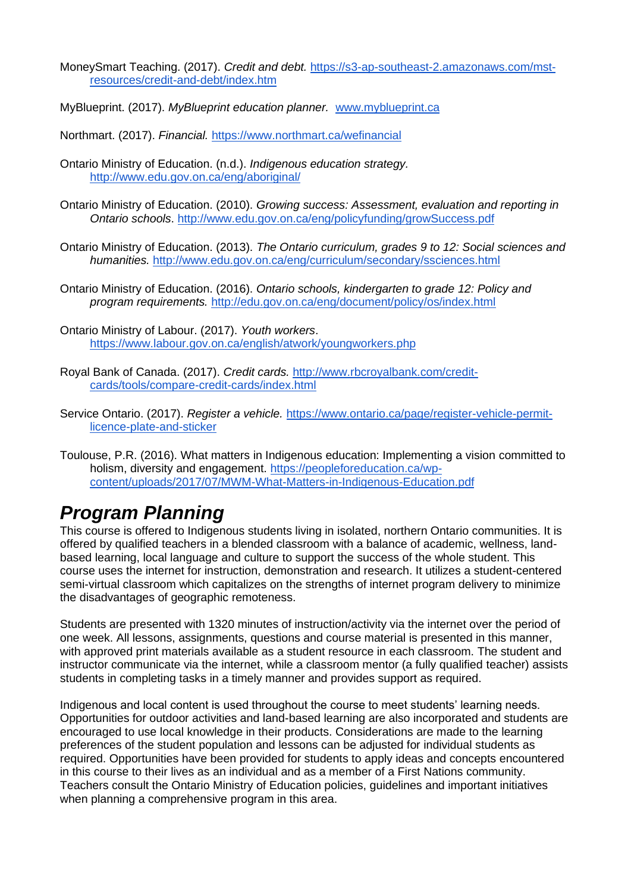MoneySmart Teaching. (2017). *Credit and debt.* https://s3-ap-southeast-2.amazonaws.com/mst-resources/credit-and-debt/index.htm

MyBlueprint. (2017). *MyBlueprint education planner.* www.myblueprint.ca

Northmart. (2017). *Financial.* https://www.northmart.ca/wefinancial

Ontario Ministry of Education. (n.d.). *Indigenous education strategy.* http://www.edu.gov.on.ca/eng/aboriginal/

Ontario Ministry of Education. (2010). *Growing success: Assessment, evaluation and reporting in Ontario schools*. http://www.edu.gov.on.ca/eng/policyfunding/growSuccess.pdf

Ontario Ministry of Education. (2013). *The Ontario curriculum, grades 9 to 12: Social sciences and humanities.* http://www.edu.gov.on.ca/eng/curriculum/secondary/ssciences.html

Ontario Ministry of Education. (2016). *Ontario schools, kindergarten to grade 12: Policy and program requirements.* http://edu.gov.on.ca/eng/document/policy/os/index.html

Ontario Ministry of Labour. (2017). *Youth workers*. https://www.labour.gov.on.ca/english/atwork/youngworkers.php

Royal Bank of Canada. (2017). *Credit cards.* http://www.rbcroyalbank.com/credit-cards/tools/compare-credit-cards/index.html

Service Ontario. (2017). *Register a vehicle.* https://www.ontario.ca/page/register-vehicle-permit-licence-plate-and-sticker

Toulouse, P.R. (2016). What matters in Indigenous education: Implementing a vision committed to holism, diversity and engagement. https://peopleforeducation.ca/wp-content/uploads/2017/07/MWM-What-Matters-in-Indigenous-Education.pdf

## *Program Planning*

This course is offered to Indigenous students living in isolated, northern Ontario communities. It is offered by qualified teachers in a blended classroom with a balance of academic, wellness, land-based learning, local language and culture to support the success of the whole student. This course uses the internet for instruction, demonstration and research. It utilizes a student-centered semi-virtual classroom which capitalizes on the strengths of internet program delivery to minimize the disadvantages of geographic remoteness.

Students are presented with 1320 minutes of instruction/activity via the internet over the period of one week. All lessons, assignments, questions and course material is presented in this manner, with approved print materials available as a student resource in each classroom. The student and instructor communicate via the internet, while a classroom mentor (a fully qualified teacher) assists students in completing tasks in a timely manner and provides support as required.

Indigenous and local content is used throughout the course to meet students' learning needs. Opportunities for outdoor activities and land-based learning are also incorporated and students are encouraged to use local knowledge in their products. Considerations are made to the learning preferences of the student population and lessons can be adjusted for individual students as required. Opportunities have been provided for students to apply ideas and concepts encountered in this course to their lives as an individual and as a member of a First Nations community. Teachers consult the Ontario Ministry of Education policies, guidelines and important initiatives when planning a comprehensive program in this area.